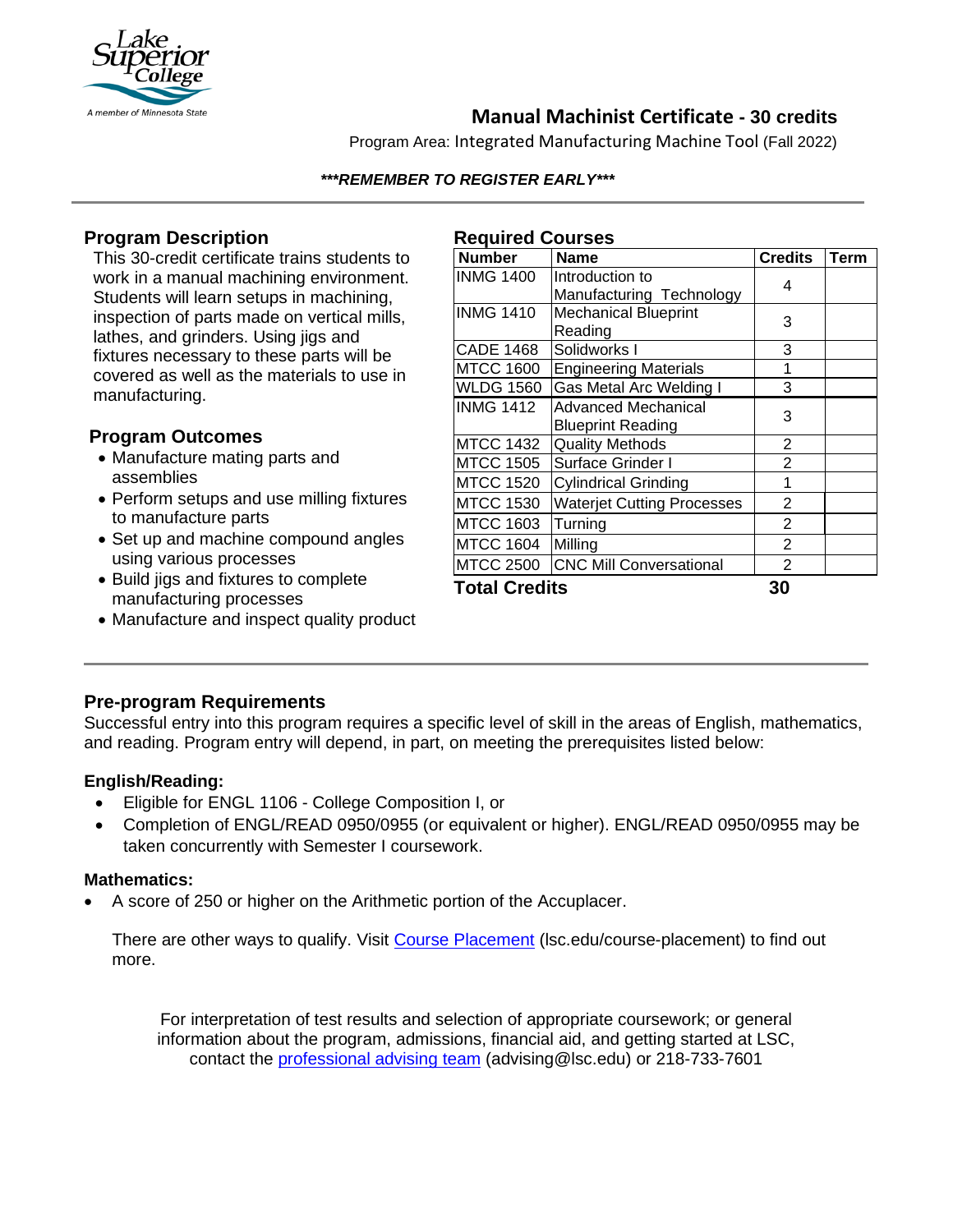# Manual Machinist Certificate - 30 credits

Program Area: Integrated Manufacturing Machine Tool (Fall 2022)

***REMEMBER TO REGISTER EARLY***

## Program Description

This 30-credit certificate trains students to work in a manual machining environment. Students will learn setups in machining, inspection of parts made on vertical mills, lathes, and grinders. Using jigs and fixtures necessary to these parts will be covered as well as the materials to use in manufacturing.

## Program Outcomes

- Manufacture mating parts and assemblies
- Perform setups and use milling fixtures to manufacture parts
- Set up and machine compound angles using various processes
- Build jigs and fixtures to complete manufacturing processes
- Manufacture and inspect quality product

## Required Courses

| Number | Name | Credits | Term |
|---|---|---|---|
| INMG 1400 | Introduction to Manufacturing Technology | 4 | |
| INMG 1410 | Mechanical Blueprint Reading | 3 | |
| CADE 1468 | Solidworks I | 3 | |
| MTCC 1600 | Engineering Materials | 1 | |
| WLDG 1560 | Gas Metal Arc Welding I | 3 | |
| INMG 1412 | Advanced Mechanical Blueprint Reading | 3 | |
| MTCC 1432 | Quality Methods | 2 | |
| MTCC 1505 | Surface Grinder I | 2 | |
| MTCC 1520 | Cylindrical Grinding | 1 | |
| MTCC 1530 | Waterjet Cutting Processes | 2 | |
| MTCC 1603 | Turning | 2 | |
| MTCC 1604 | Milling | 2 | |
| MTCC 2500 | CNC Mill Conversational | 2 | |
| **Total Credits** | | **30** | |

## Pre-program Requirements

Successful entry into this program requires a specific level of skill in the areas of English, mathematics, and reading. Program entry will depend, in part, on meeting the prerequisites listed below:

### English/Reading:

- Eligible for ENGL 1106 - College Composition I, or
- Completion of ENGL/READ 0950/0955 (or equivalent or higher). ENGL/READ 0950/0955 may be taken concurrently with Semester I coursework.

### Mathematics:

- A score of 250 or higher on the Arithmetic portion of the Accuplacer.

There are other ways to qualify. Visit Course Placement (lsc.edu/course-placement) to find out more.

For interpretation of test results and selection of appropriate coursework; or general information about the program, admissions, financial aid, and getting started at LSC, contact the professional advising team (advising@lsc.edu) or 218-733-7601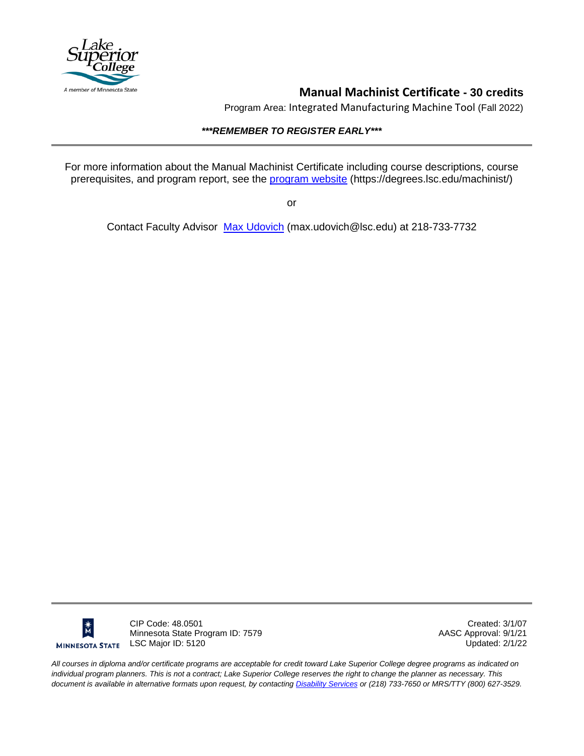## Manual Machinist Certificate - 30 credits

Program Area: Integrated Manufacturing Machine Tool (Fall 2022)

***\*\*\*REMEMBER TO REGISTER EARLY\*\*\****

For more information about the Manual Machinist Certificate including course descriptions, course prerequisites, and program report, see the [program website](https://degrees.lsc.edu/machinist/) (https://degrees.lsc.edu/machinist/)

or

Contact Faculty Advisor [Max Udovich](mailto:max.udovich@lsc.edu) (max.udovich@lsc.edu) at 218-733-7732

CIP Code: 48.0501
Minnesota State Program ID: 7579
LSC Major ID: 5120

Created: 3/1/07
AASC Approval: 9/1/21
Updated: 2/1/22

*All courses in diploma and/or certificate programs are acceptable for credit toward Lake Superior College degree programs as indicated on individual program planners. This is not a contract; Lake Superior College reserves the right to change the planner as necessary. This document is available in alternative formats upon request, by contacting [Disability Services](#) or (218) 733-7650 or MRS/TTY (800) 627-3529.*